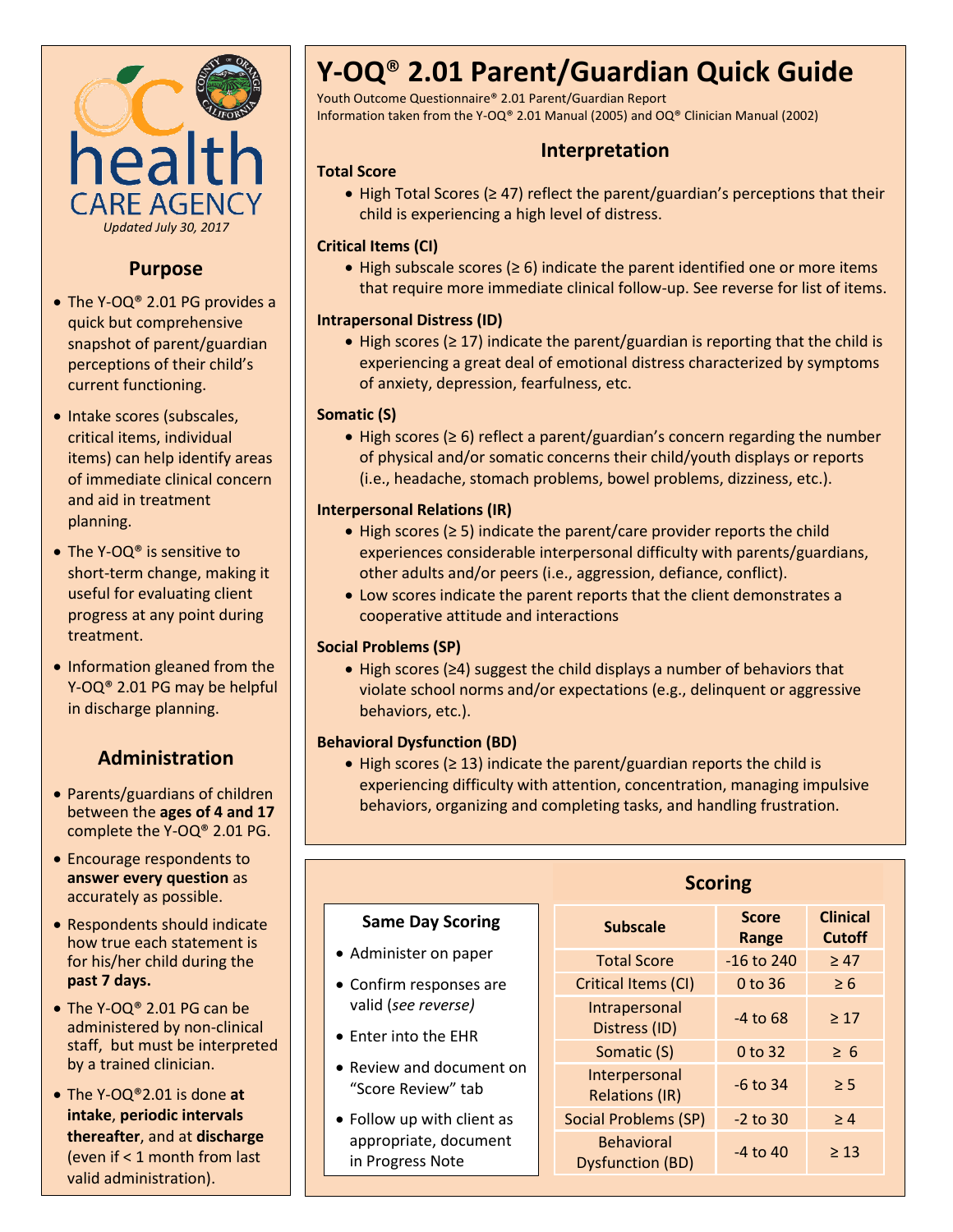# Y-OQ® 2.01 Parent/Guardian Quick Guide

Youth Outcome Questionnaire® 2.01 Parent/Guardian Report
Information taken from the Y-OQ® 2.01 Manual (2005) and OQ® Clinician Manual (2002)

health CARE AGENCY

*Updated July 30, 2017*

## Purpose

- The Y-OQ® 2.01 PG provides a quick but comprehensive snapshot of parent/guardian perceptions of their child's current functioning.
- Intake scores (subscales, critical items, individual items) can help identify areas of immediate clinical concern and aid in treatment planning.
- The Y-OQ® is sensitive to short-term change, making it useful for evaluating client progress at any point during treatment.
- Information gleaned from the Y-OQ® 2.01 PG may be helpful in discharge planning.

## Administration

- Parents/guardians of children between the **ages of 4 and 17** complete the Y-OQ® 2.01 PG.
- Encourage respondents to **answer every question** as accurately as possible.
- Respondents should indicate how true each statement is for his/her child during the **past 7 days.**
- The Y-OQ® 2.01 PG can be administered by non-clinical staff, but must be interpreted by a trained clinician.
- The Y-OQ®2.01 is done **at intake**, **periodic intervals thereafter**, and at **discharge** (even if < 1 month from last valid administration).

## Interpretation

### Total Score

- High Total Scores (≥ 47) reflect the parent/guardian's perceptions that their child is experiencing a high level of distress.

### Critical Items (CI)

- High subscale scores (≥ 6) indicate the parent identified one or more items that require more immediate clinical follow-up. See reverse for list of items.

### Intrapersonal Distress (ID)

- High scores (≥ 17) indicate the parent/guardian is reporting that the child is experiencing a great deal of emotional distress characterized by symptoms of anxiety, depression, fearfulness, etc.

### Somatic (S)

- High scores (≥ 6) reflect a parent/guardian's concern regarding the number of physical and/or somatic concerns their child/youth displays or reports (i.e., headache, stomach problems, bowel problems, dizziness, etc.).

### Interpersonal Relations (IR)

- High scores (≥ 5) indicate the parent/care provider reports the child experiences considerable interpersonal difficulty with parents/guardians, other adults and/or peers (i.e., aggression, defiance, conflict).
- Low scores indicate the parent reports that the client demonstrates a cooperative attitude and interactions

### Social Problems (SP)

- High scores (≥4) suggest the child displays a number of behaviors that violate school norms and/or expectations (e.g., delinquent or aggressive behaviors, etc.).

### Behavioral Dysfunction (BD)

- High scores (≥ 13) indicate the parent/guardian reports the child is experiencing difficulty with attention, concentration, managing impulsive behaviors, organizing and completing tasks, and handling frustration.

## Scoring

### Same Day Scoring

- Administer on paper
- Confirm responses are valid (*see reverse)*
- Enter into the EHR
- Review and document on "Score Review" tab
- Follow up with client as appropriate, document in Progress Note

| Subscale | Score Range | Clinical Cutoff |
|---|---|---|
| Total Score | -16 to 240 | ≥ 47 |
| Critical Items (CI) | 0 to 36 | ≥ 6 |
| Intrapersonal Distress (ID) | -4 to 68 | ≥ 17 |
| Somatic (S) | 0 to 32 | ≥ 6 |
| Interpersonal Relations (IR) | -6 to 34 | ≥ 5 |
| Social Problems (SP) | -2 to 30 | ≥ 4 |
| Behavioral Dysfunction (BD) | -4 to 40 | ≥ 13 |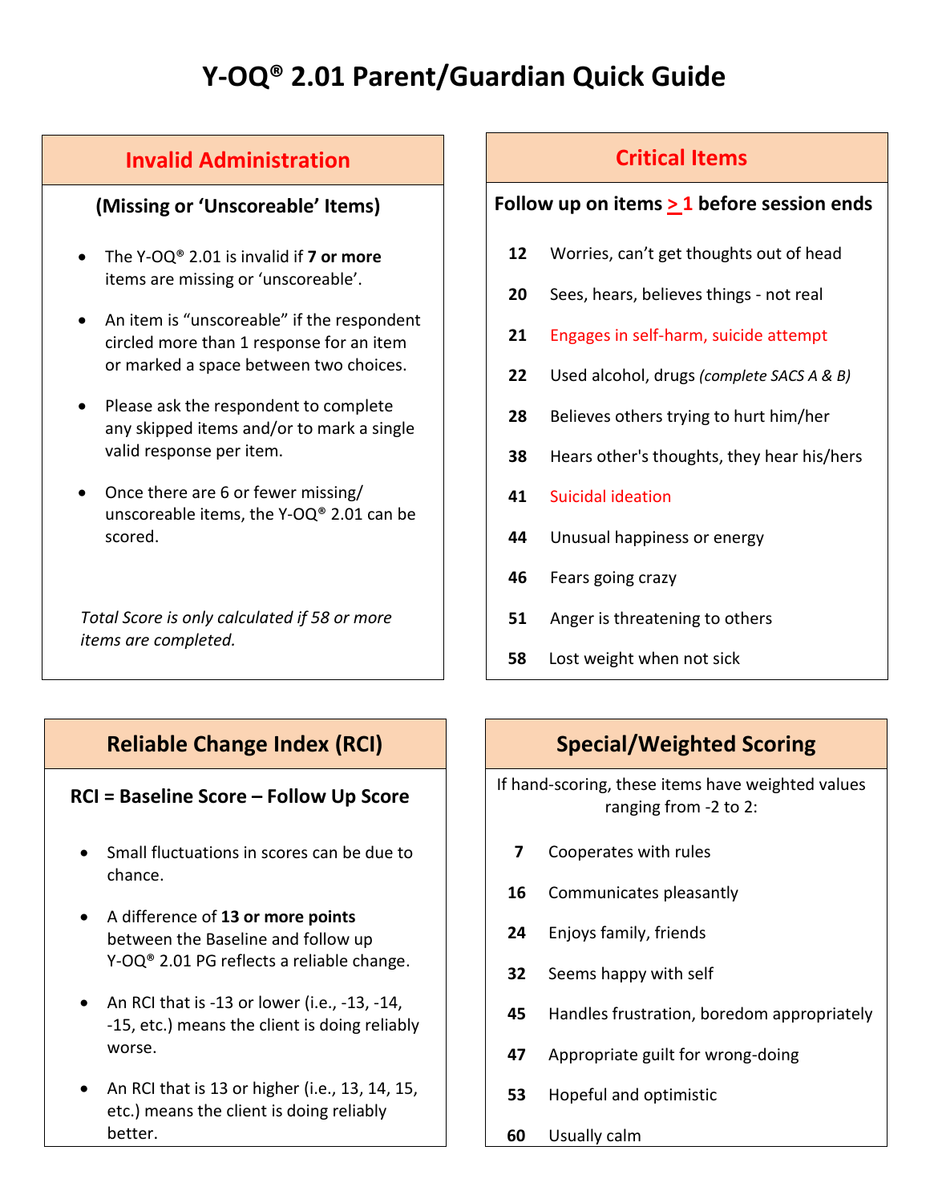# Y-OQ® 2.01 Parent/Guardian Quick Guide

## Invalid Administration

**(Missing or 'Unscoreable' Items)**

- The Y-OQ® 2.01 is invalid if **7 or more** items are missing or 'unscoreable'.
- An item is "unscoreable" if the respondent circled more than 1 response for an item or marked a space between two choices.
- Please ask the respondent to complete any skipped items and/or to mark a single valid response per item.
- Once there are 6 or fewer missing/ unscoreable items, the Y-OQ® 2.01 can be scored.

*Total Score is only calculated if 58 or more items are completed.*

## Critical Items

**Follow up on items ≥ 1 before session ends**

| | |
|---|---|
| **12** | Worries, can't get thoughts out of head |
| **20** | Sees, hears, believes things - not real |
| **21** | Engages in self-harm, suicide attempt |
| **22** | Used alcohol, drugs *(complete SACS A & B)* |
| **28** | Believes others trying to hurt him/her |
| **38** | Hears other's thoughts, they hear his/hers |
| **41** | Suicidal ideation |
| **44** | Unusual happiness or energy |
| **46** | Fears going crazy |
| **51** | Anger is threatening to others |
| **58** | Lost weight when not sick |

## Reliable Change Index (RCI)

**RCI = Baseline Score – Follow Up Score**

- Small fluctuations in scores can be due to chance.
- A difference of **13 or more points** between the Baseline and follow up Y-OQ® 2.01 PG reflects a reliable change.
- An RCI that is -13 or lower (i.e., -13, -14, -15, etc.) means the client is doing reliably worse.
- An RCI that is 13 or higher (i.e., 13, 14, 15, etc.) means the client is doing reliably better.

## Special/Weighted Scoring

If hand-scoring, these items have weighted values ranging from -2 to 2:

| | |
|---|---|
| **7** | Cooperates with rules |
| **16** | Communicates pleasantly |
| **24** | Enjoys family, friends |
| **32** | Seems happy with self |
| **45** | Handles frustration, boredom appropriately |
| **47** | Appropriate guilt for wrong-doing |
| **53** | Hopeful and optimistic |
| **60** | Usually calm |